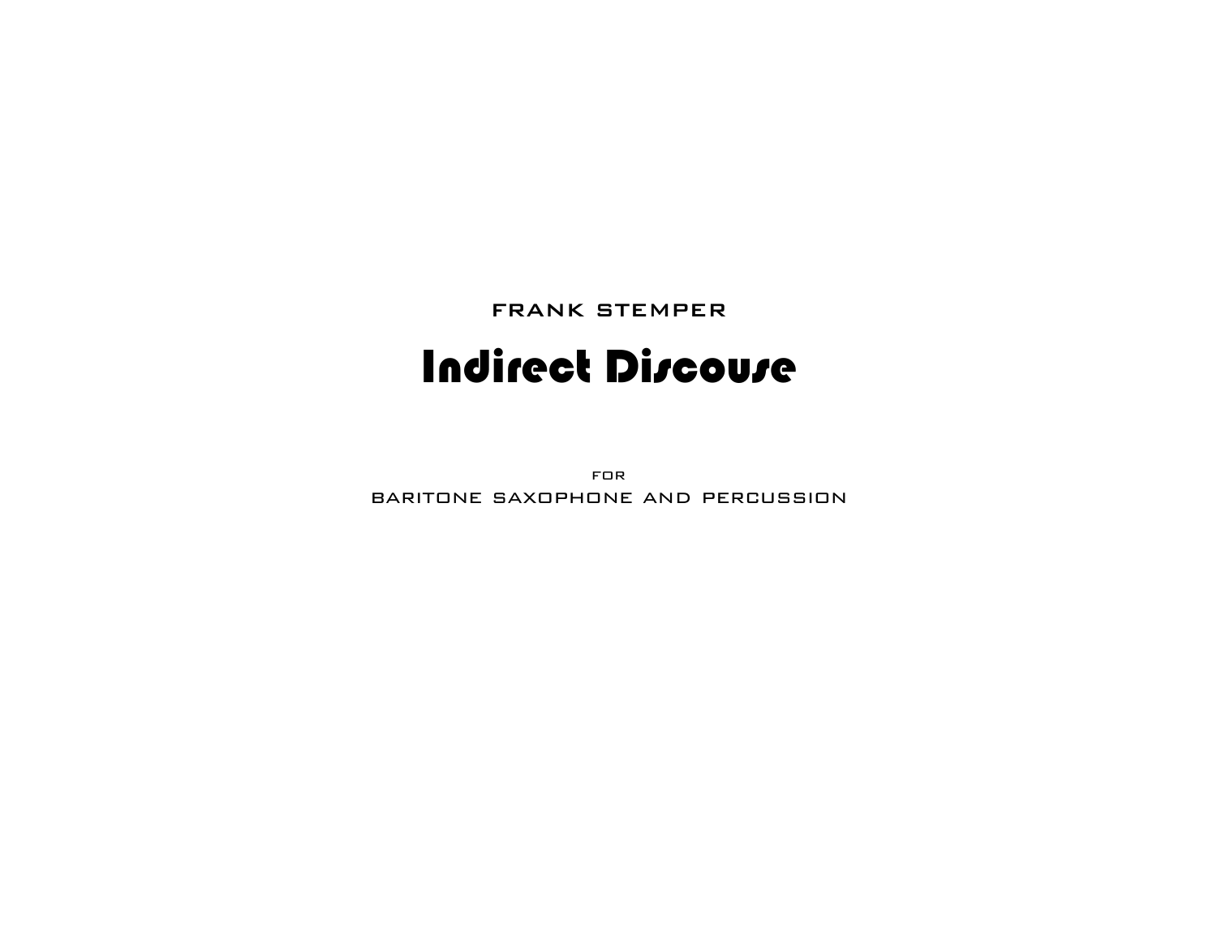FRANK STEMPER

# Indirect Discouse

FOR

BARITONE SAXOPHONE AND PERCUSSION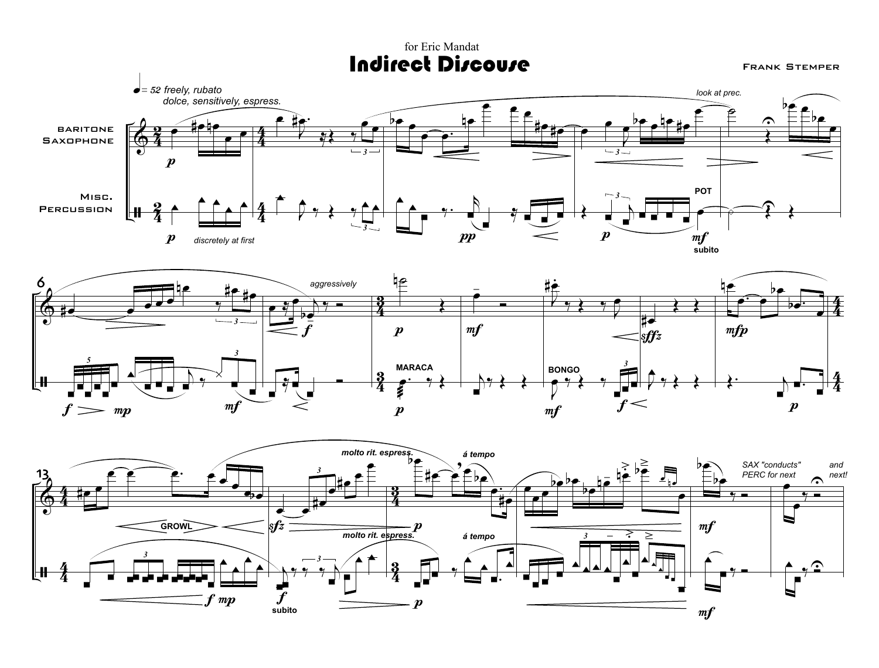for Eric Mandat

# Indirect Discouse

FRANK STEMPER

♩= 52 *freely, rubato*
*dolce, sensitively, espress.*

BARITONE SAXOPHONE

MISC. PERCUSSION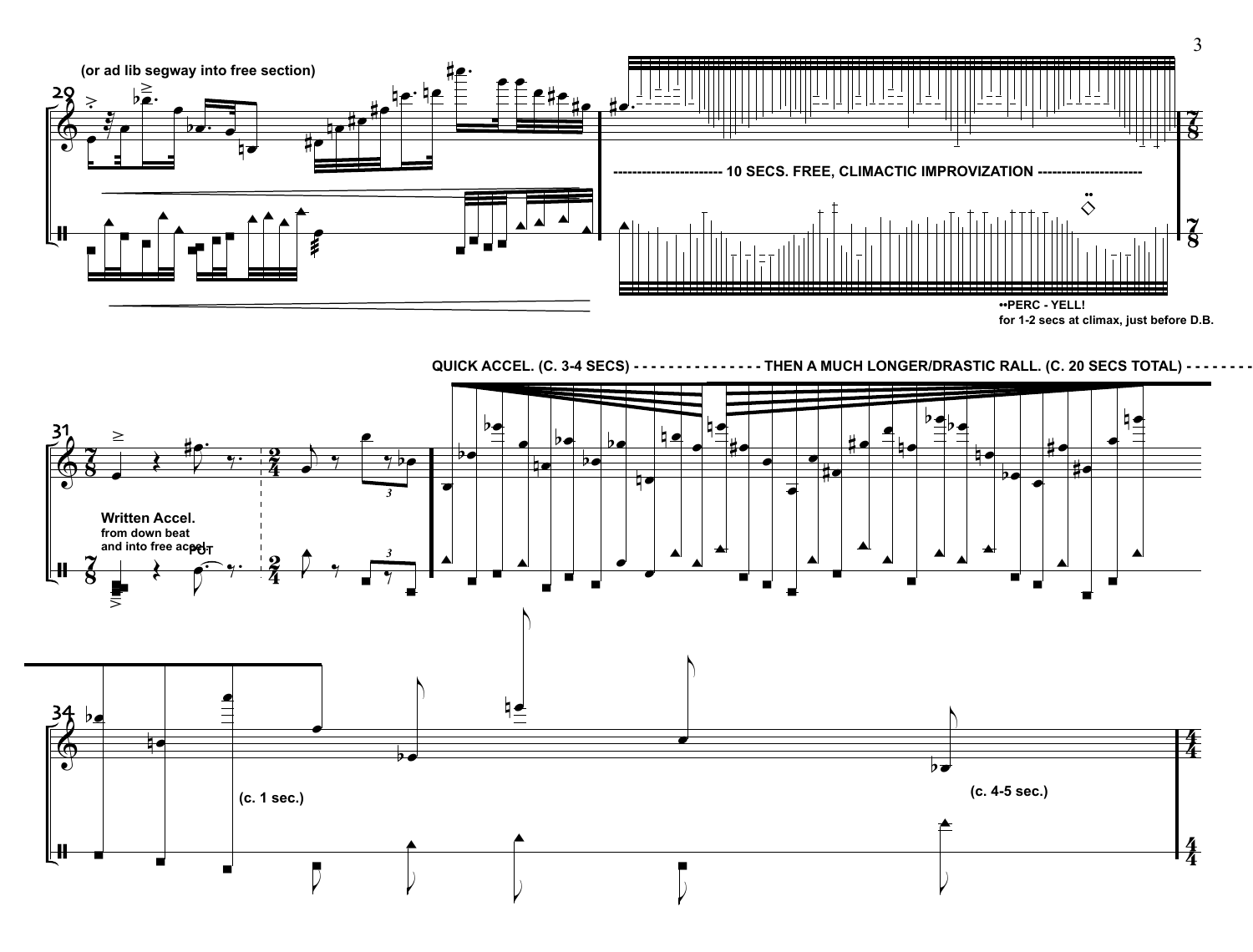(or ad lib segway into free section)

----------------------- 10 SECS. FREE, CLIMACTIC IMPROVIZATION ----------------------

••PERC - YELL!
for 1-2 secs at climax, just before D.B.

QUICK ACCEL. (C. 3-4 SECS) - - - - - - - - - - - - - - - THEN A MUCH LONGER/DRASTIC RALL. (C. 20 SECS TOTAL) - - - - - - - -

Written Accel.
from down beat
and into free accel.

POT

(c. 1 sec.)

(c. 4-5 sec.)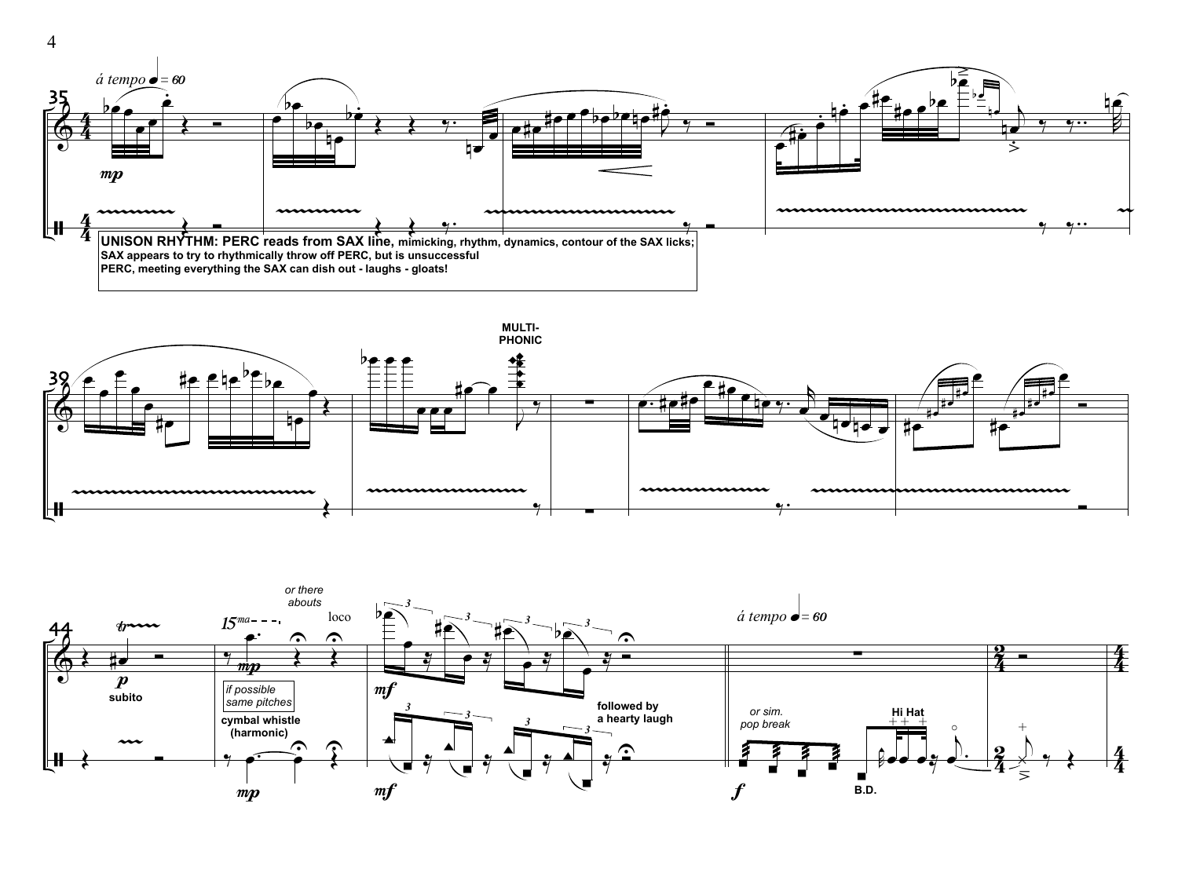á tempo ♩ = 60

**UNISON RHYTHM: PERC reads from SAX line,** mimicking, rhythm, dynamics, contour of the SAX licks;
SAX appears to try to rhythmically throw off PERC, but is unsuccessful
PERC, meeting everything the SAX can dish out - laughs - gloats!

MULTI-PHONIC

*or there abouts*

loco

*if possible same pitches*

cymbal whistle (harmonic)

followed by a hearty laugh

subito

á tempo ♩ = 60

*or sim. pop break*

Hi Hat

B.D.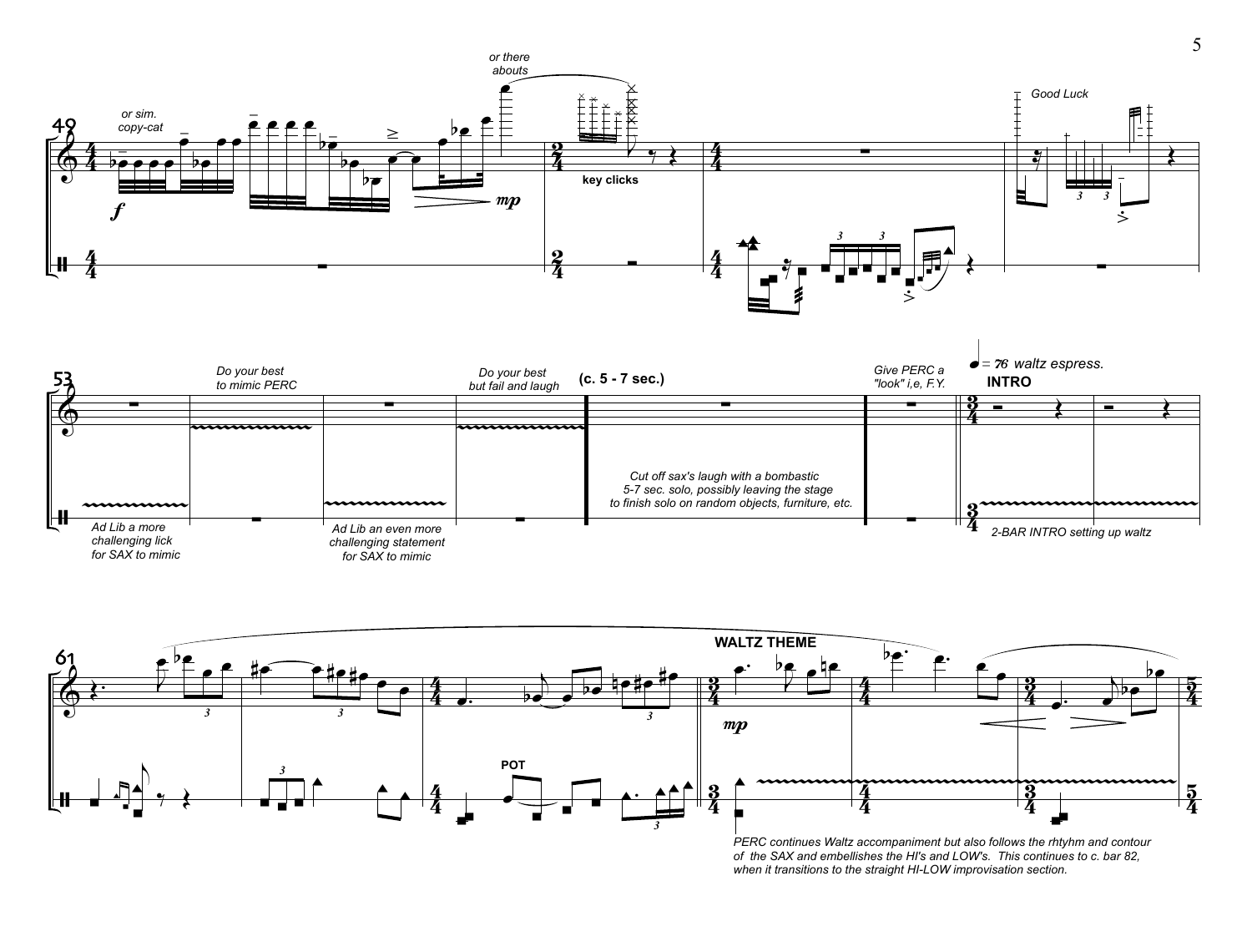or sim.
copy-cat

or there
abouts

key clicks

Good Luck

Do your best
to mimic PERC

Do your best
but fail and laugh

(c. 5 - 7 sec.)

Give PERC a
"look" i,e, F.Y.

♩ = 76 waltz espress.

**INTRO**

Ad Lib a more
challenging lick
for SAX to mimic

Ad Lib an even more
challenging statement
for SAX to mimic

Cut off sax's laugh with a bombastic
5-7 sec. solo, possibly leaving the stage
to finish solo on random objects, furniture, etc.

2-BAR INTRO setting up waltz

**POT**

**WALTZ THEME**

PERC continues Waltz accompaniment but also follows the rhtyhm and contour
of the SAX and embellishes the HI's and LOW's. This continues to c. bar 82,
when it transitions to the straight HI-LOW improvisation section.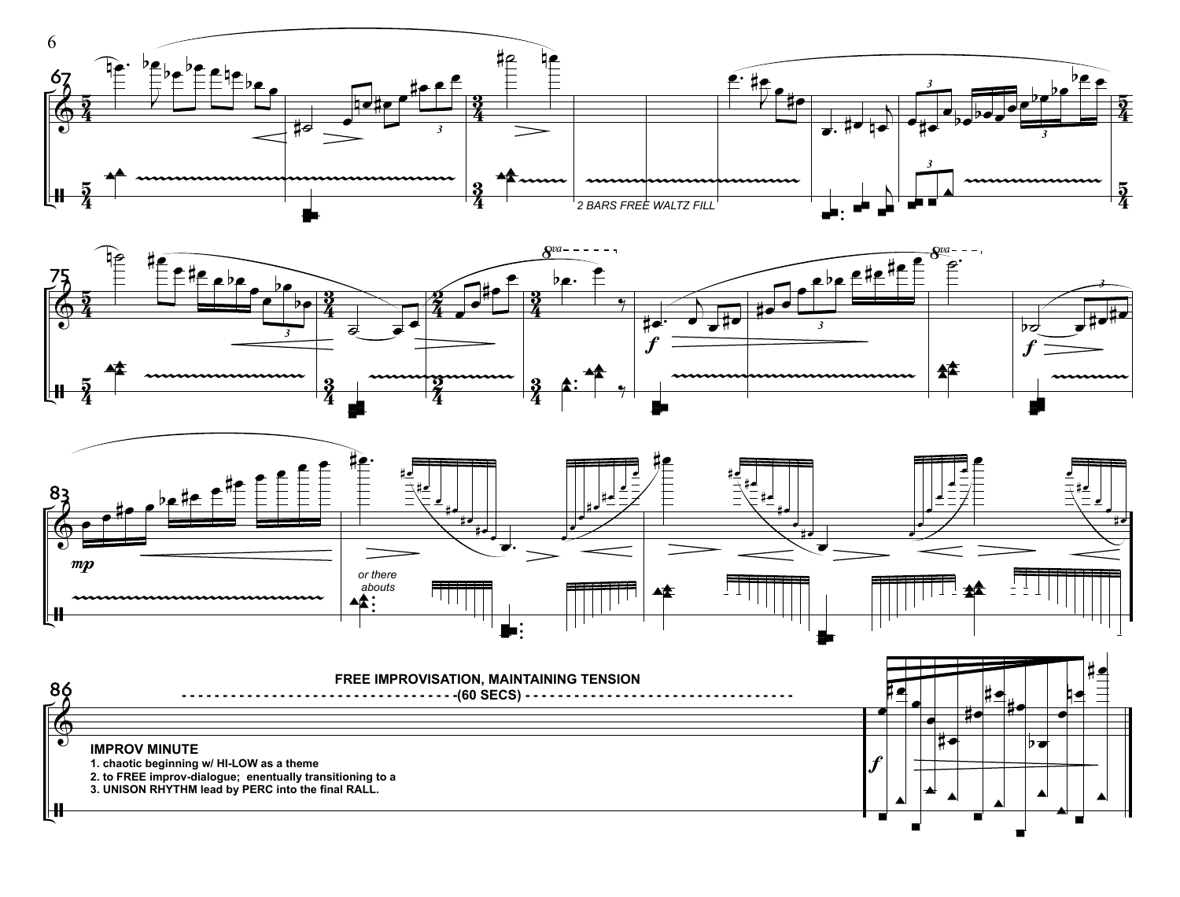2 BARS FREE WALTZ FILL

or there abouts

FREE IMPROVISATION, MAINTAINING TENSION

-(60 SECS)-

**IMPROV MINUTE**

1. chaotic beginning w/ HI-LOW as a theme
2. to FREE improv-dialogue; enentually transitioning to a
3. UNISON RHYTHM lead by PERC into the final RALL.